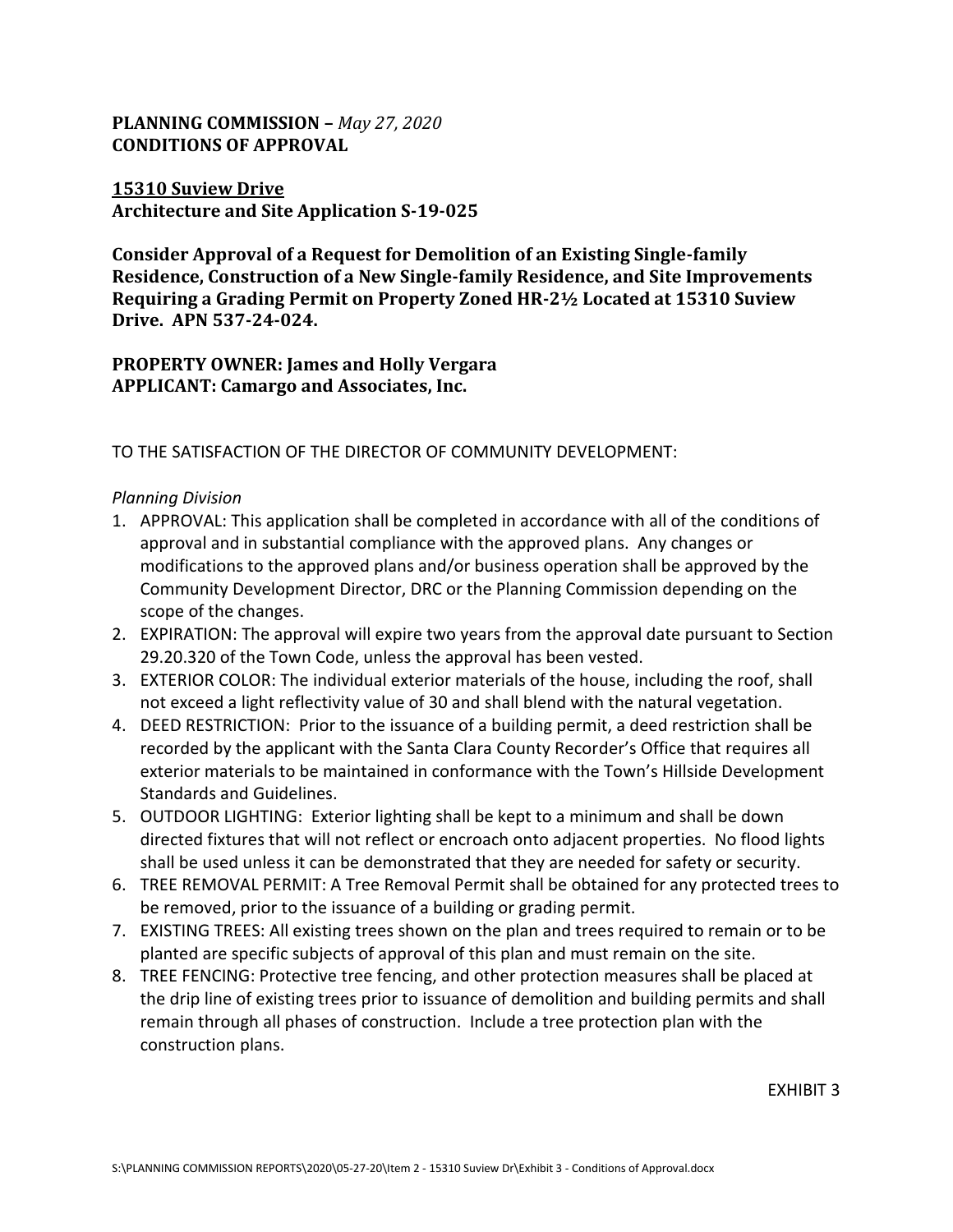**PLANNING COMMISSION –** ***May 27, 2020***
**CONDITIONS OF APPROVAL**

**15310 Suview Drive**
**Architecture and Site Application S-19-025**

**Consider Approval of a Request for Demolition of an Existing Single-family Residence, Construction of a New Single-family Residence, and Site Improvements Requiring a Grading Permit on Property Zoned HR-2½ Located at 15310 Suview Drive. APN 537-24-024.**

**PROPERTY OWNER: James and Holly Vergara**
**APPLICANT: Camargo and Associates, Inc.**

TO THE SATISFACTION OF THE DIRECTOR OF COMMUNITY DEVELOPMENT:

*Planning Division*

1. APPROVAL: This application shall be completed in accordance with all of the conditions of approval and in substantial compliance with the approved plans. Any changes or modifications to the approved plans and/or business operation shall be approved by the Community Development Director, DRC or the Planning Commission depending on the scope of the changes.
2. EXPIRATION: The approval will expire two years from the approval date pursuant to Section 29.20.320 of the Town Code, unless the approval has been vested.
3. EXTERIOR COLOR: The individual exterior materials of the house, including the roof, shall not exceed a light reflectivity value of 30 and shall blend with the natural vegetation.
4. DEED RESTRICTION: Prior to the issuance of a building permit, a deed restriction shall be recorded by the applicant with the Santa Clara County Recorder's Office that requires all exterior materials to be maintained in conformance with the Town's Hillside Development Standards and Guidelines.
5. OUTDOOR LIGHTING: Exterior lighting shall be kept to a minimum and shall be down directed fixtures that will not reflect or encroach onto adjacent properties. No flood lights shall be used unless it can be demonstrated that they are needed for safety or security.
6. TREE REMOVAL PERMIT: A Tree Removal Permit shall be obtained for any protected trees to be removed, prior to the issuance of a building or grading permit.
7. EXISTING TREES: All existing trees shown on the plan and trees required to remain or to be planted are specific subjects of approval of this plan and must remain on the site.
8. TREE FENCING: Protective tree fencing, and other protection measures shall be placed at the drip line of existing trees prior to issuance of demolition and building permits and shall remain through all phases of construction. Include a tree protection plan with the construction plans.

EXHIBIT 3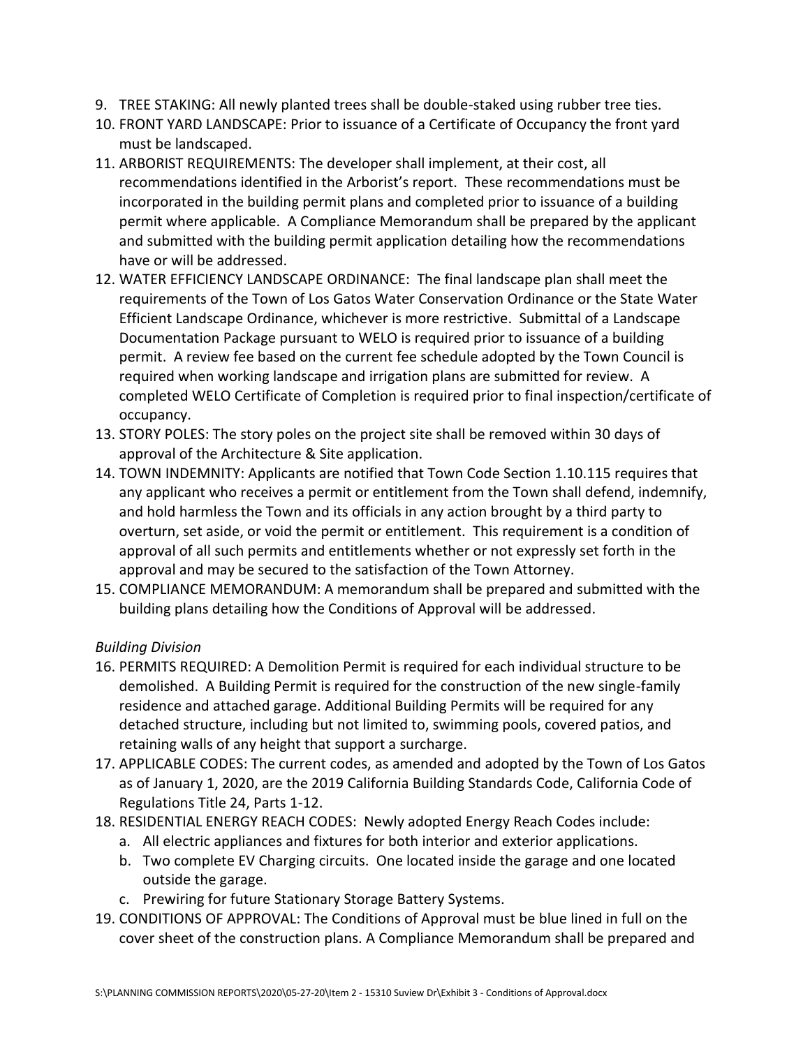9. TREE STAKING: All newly planted trees shall be double-staked using rubber tree ties.
10. FRONT YARD LANDSCAPE: Prior to issuance of a Certificate of Occupancy the front yard must be landscaped.
11. ARBORIST REQUIREMENTS: The developer shall implement, at their cost, all recommendations identified in the Arborist's report. These recommendations must be incorporated in the building permit plans and completed prior to issuance of a building permit where applicable. A Compliance Memorandum shall be prepared by the applicant and submitted with the building permit application detailing how the recommendations have or will be addressed.
12. WATER EFFICIENCY LANDSCAPE ORDINANCE: The final landscape plan shall meet the requirements of the Town of Los Gatos Water Conservation Ordinance or the State Water Efficient Landscape Ordinance, whichever is more restrictive. Submittal of a Landscape Documentation Package pursuant to WELO is required prior to issuance of a building permit. A review fee based on the current fee schedule adopted by the Town Council is required when working landscape and irrigation plans are submitted for review. A completed WELO Certificate of Completion is required prior to final inspection/certificate of occupancy.
13. STORY POLES: The story poles on the project site shall be removed within 30 days of approval of the Architecture & Site application.
14. TOWN INDEMNITY: Applicants are notified that Town Code Section 1.10.115 requires that any applicant who receives a permit or entitlement from the Town shall defend, indemnify, and hold harmless the Town and its officials in any action brought by a third party to overturn, set aside, or void the permit or entitlement. This requirement is a condition of approval of all such permits and entitlements whether or not expressly set forth in the approval and may be secured to the satisfaction of the Town Attorney.
15. COMPLIANCE MEMORANDUM: A memorandum shall be prepared and submitted with the building plans detailing how the Conditions of Approval will be addressed.

*Building Division*

16. PERMITS REQUIRED: A Demolition Permit is required for each individual structure to be demolished. A Building Permit is required for the construction of the new single-family residence and attached garage. Additional Building Permits will be required for any detached structure, including but not limited to, swimming pools, covered patios, and retaining walls of any height that support a surcharge.
17. APPLICABLE CODES: The current codes, as amended and adopted by the Town of Los Gatos as of January 1, 2020, are the 2019 California Building Standards Code, California Code of Regulations Title 24, Parts 1-12.
18. RESIDENTIAL ENERGY REACH CODES: Newly adopted Energy Reach Codes include:
    a. All electric appliances and fixtures for both interior and exterior applications.
    b. Two complete EV Charging circuits. One located inside the garage and one located outside the garage.
    c. Prewiring for future Stationary Storage Battery Systems.
19. CONDITIONS OF APPROVAL: The Conditions of Approval must be blue lined in full on the cover sheet of the construction plans. A Compliance Memorandum shall be prepared and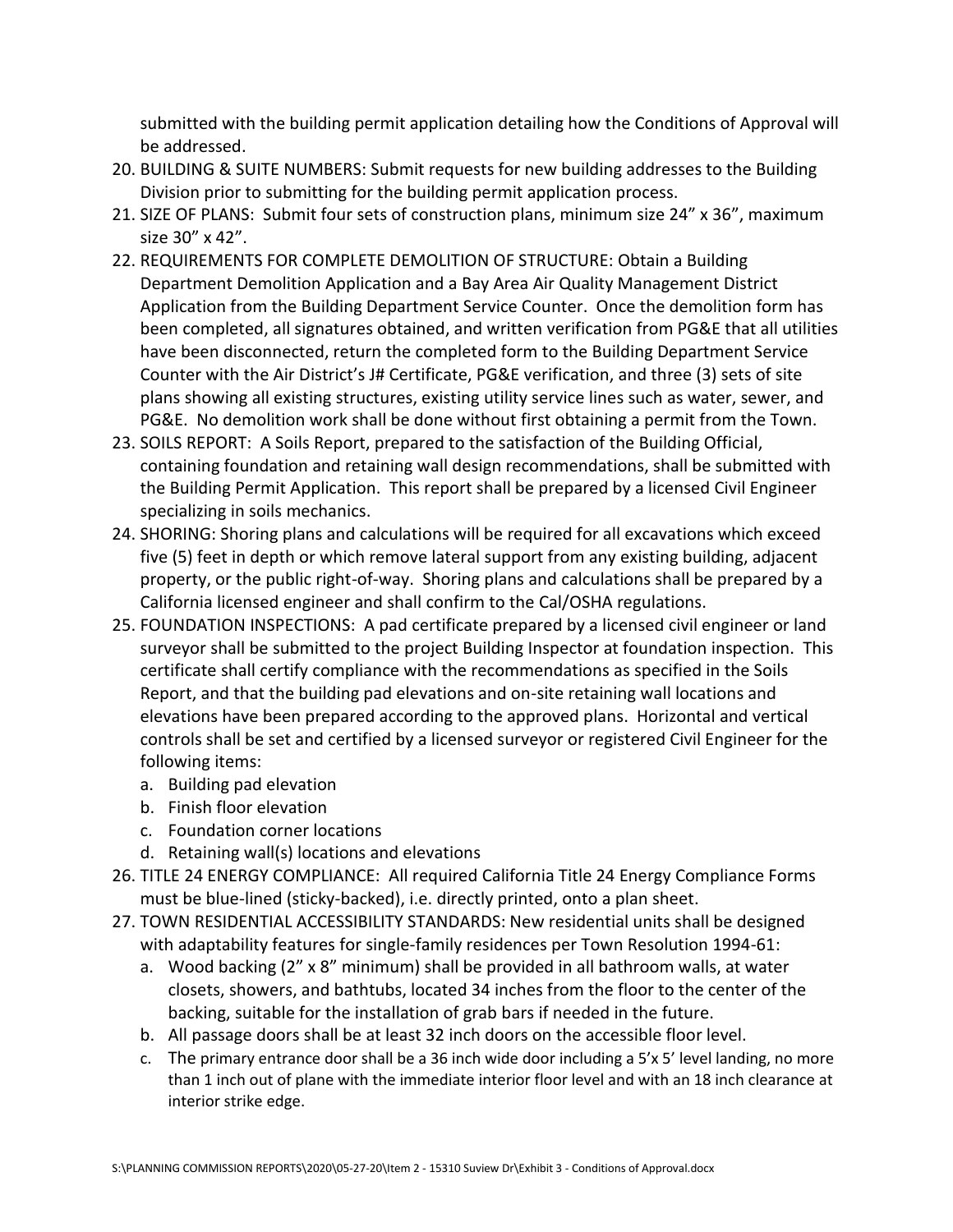submitted with the building permit application detailing how the Conditions of Approval will be addressed.

20. BUILDING & SUITE NUMBERS: Submit requests for new building addresses to the Building Division prior to submitting for the building permit application process.
21. SIZE OF PLANS: Submit four sets of construction plans, minimum size 24" x 36", maximum size 30" x 42".
22. REQUIREMENTS FOR COMPLETE DEMOLITION OF STRUCTURE: Obtain a Building Department Demolition Application and a Bay Area Air Quality Management District Application from the Building Department Service Counter. Once the demolition form has been completed, all signatures obtained, and written verification from PG&E that all utilities have been disconnected, return the completed form to the Building Department Service Counter with the Air District's J# Certificate, PG&E verification, and three (3) sets of site plans showing all existing structures, existing utility service lines such as water, sewer, and PG&E. No demolition work shall be done without first obtaining a permit from the Town.
23. SOILS REPORT: A Soils Report, prepared to the satisfaction of the Building Official, containing foundation and retaining wall design recommendations, shall be submitted with the Building Permit Application. This report shall be prepared by a licensed Civil Engineer specializing in soils mechanics.
24. SHORING: Shoring plans and calculations will be required for all excavations which exceed five (5) feet in depth or which remove lateral support from any existing building, adjacent property, or the public right-of-way. Shoring plans and calculations shall be prepared by a California licensed engineer and shall confirm to the Cal/OSHA regulations.
25. FOUNDATION INSPECTIONS: A pad certificate prepared by a licensed civil engineer or land surveyor shall be submitted to the project Building Inspector at foundation inspection. This certificate shall certify compliance with the recommendations as specified in the Soils Report, and that the building pad elevations and on-site retaining wall locations and elevations have been prepared according to the approved plans. Horizontal and vertical controls shall be set and certified by a licensed surveyor or registered Civil Engineer for the following items:
    a. Building pad elevation
    b. Finish floor elevation
    c. Foundation corner locations
    d. Retaining wall(s) locations and elevations
26. TITLE 24 ENERGY COMPLIANCE: All required California Title 24 Energy Compliance Forms must be blue-lined (sticky-backed), i.e. directly printed, onto a plan sheet.
27. TOWN RESIDENTIAL ACCESSIBILITY STANDARDS: New residential units shall be designed with adaptability features for single-family residences per Town Resolution 1994-61:
    a. Wood backing (2" x 8" minimum) shall be provided in all bathroom walls, at water closets, showers, and bathtubs, located 34 inches from the floor to the center of the backing, suitable for the installation of grab bars if needed in the future.
    b. All passage doors shall be at least 32 inch doors on the accessible floor level.
    c. The primary entrance door shall be a 36 inch wide door including a 5'x 5' level landing, no more than 1 inch out of plane with the immediate interior floor level and with an 18 inch clearance at interior strike edge.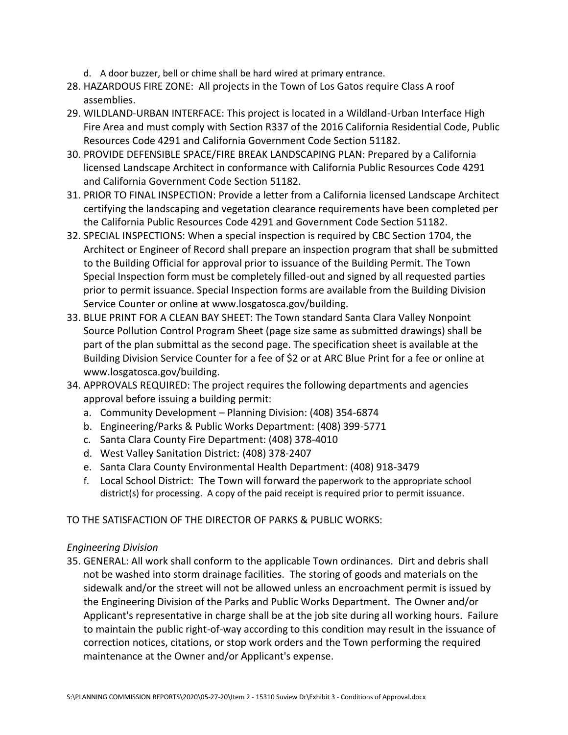d. A door buzzer, bell or chime shall be hard wired at primary entrance.

28. HAZARDOUS FIRE ZONE: All projects in the Town of Los Gatos require Class A roof assemblies.
29. WILDLAND-URBAN INTERFACE: This project is located in a Wildland-Urban Interface High Fire Area and must comply with Section R337 of the 2016 California Residential Code, Public Resources Code 4291 and California Government Code Section 51182.
30. PROVIDE DEFENSIBLE SPACE/FIRE BREAK LANDSCAPING PLAN: Prepared by a California licensed Landscape Architect in conformance with California Public Resources Code 4291 and California Government Code Section 51182.
31. PRIOR TO FINAL INSPECTION: Provide a letter from a California licensed Landscape Architect certifying the landscaping and vegetation clearance requirements have been completed per the California Public Resources Code 4291 and Government Code Section 51182.
32. SPECIAL INSPECTIONS: When a special inspection is required by CBC Section 1704, the Architect or Engineer of Record shall prepare an inspection program that shall be submitted to the Building Official for approval prior to issuance of the Building Permit. The Town Special Inspection form must be completely filled-out and signed by all requested parties prior to permit issuance. Special Inspection forms are available from the Building Division Service Counter or online at www.losgatosca.gov/building.
33. BLUE PRINT FOR A CLEAN BAY SHEET: The Town standard Santa Clara Valley Nonpoint Source Pollution Control Program Sheet (page size same as submitted drawings) shall be part of the plan submittal as the second page. The specification sheet is available at the Building Division Service Counter for a fee of $2 or at ARC Blue Print for a fee or online at www.losgatosca.gov/building.
34. APPROVALS REQUIRED: The project requires the following departments and agencies approval before issuing a building permit:
    a. Community Development – Planning Division: (408) 354-6874
    b. Engineering/Parks & Public Works Department: (408) 399-5771
    c. Santa Clara County Fire Department: (408) 378-4010
    d. West Valley Sanitation District: (408) 378-2407
    e. Santa Clara County Environmental Health Department: (408) 918-3479
    f. Local School District: The Town will forward the paperwork to the appropriate school district(s) for processing. A copy of the paid receipt is required prior to permit issuance.

TO THE SATISFACTION OF THE DIRECTOR OF PARKS & PUBLIC WORKS:

*Engineering Division*

35. GENERAL: All work shall conform to the applicable Town ordinances. Dirt and debris shall not be washed into storm drainage facilities. The storing of goods and materials on the sidewalk and/or the street will not be allowed unless an encroachment permit is issued by the Engineering Division of the Parks and Public Works Department. The Owner and/or Applicant's representative in charge shall be at the job site during all working hours. Failure to maintain the public right-of-way according to this condition may result in the issuance of correction notices, citations, or stop work orders and the Town performing the required maintenance at the Owner and/or Applicant's expense.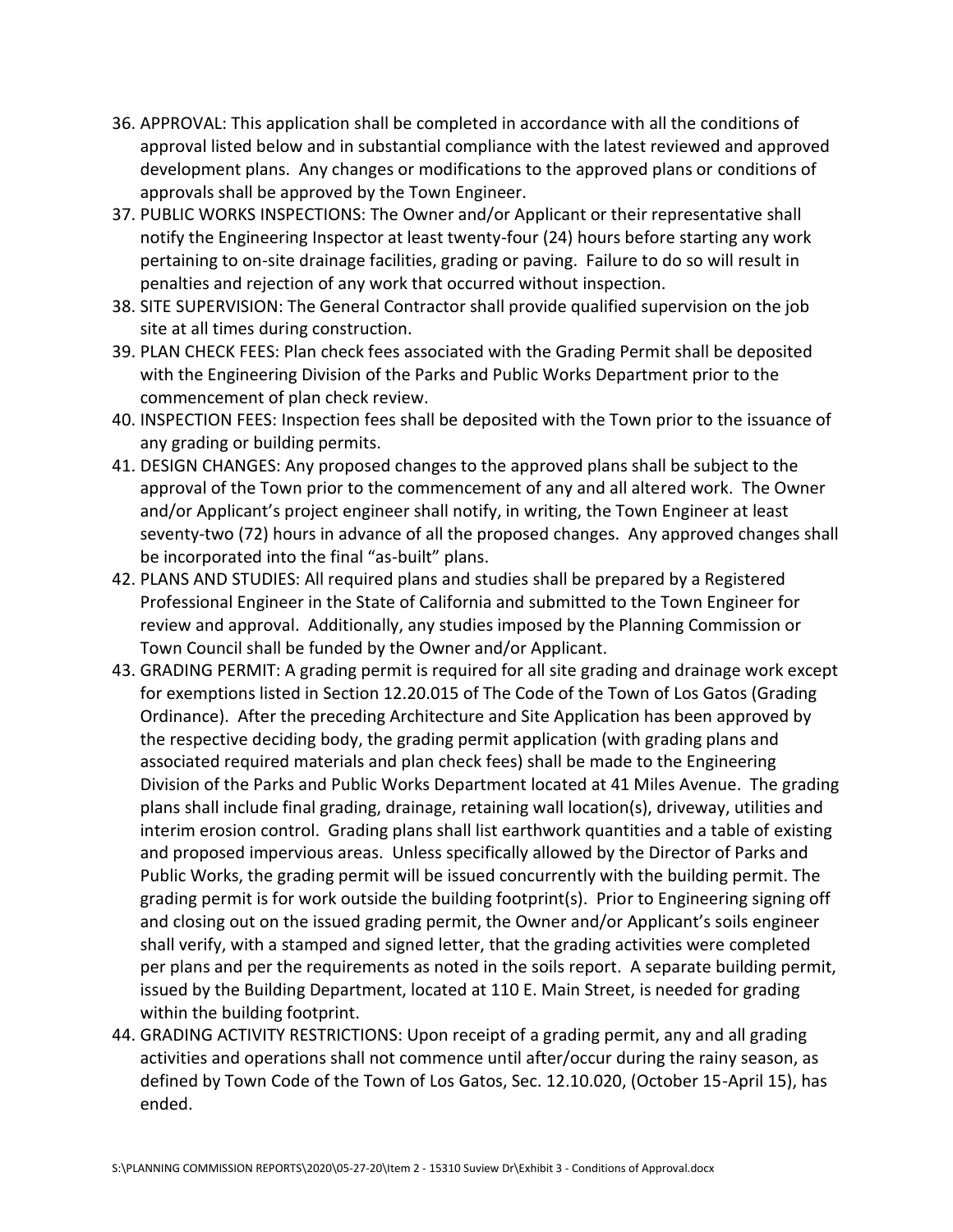36. APPROVAL: This application shall be completed in accordance with all the conditions of approval listed below and in substantial compliance with the latest reviewed and approved development plans. Any changes or modifications to the approved plans or conditions of approvals shall be approved by the Town Engineer.
37. PUBLIC WORKS INSPECTIONS: The Owner and/or Applicant or their representative shall notify the Engineering Inspector at least twenty-four (24) hours before starting any work pertaining to on-site drainage facilities, grading or paving. Failure to do so will result in penalties and rejection of any work that occurred without inspection.
38. SITE SUPERVISION: The General Contractor shall provide qualified supervision on the job site at all times during construction.
39. PLAN CHECK FEES: Plan check fees associated with the Grading Permit shall be deposited with the Engineering Division of the Parks and Public Works Department prior to the commencement of plan check review.
40. INSPECTION FEES: Inspection fees shall be deposited with the Town prior to the issuance of any grading or building permits.
41. DESIGN CHANGES: Any proposed changes to the approved plans shall be subject to the approval of the Town prior to the commencement of any and all altered work. The Owner and/or Applicant's project engineer shall notify, in writing, the Town Engineer at least seventy-two (72) hours in advance of all the proposed changes. Any approved changes shall be incorporated into the final "as-built" plans.
42. PLANS AND STUDIES: All required plans and studies shall be prepared by a Registered Professional Engineer in the State of California and submitted to the Town Engineer for review and approval. Additionally, any studies imposed by the Planning Commission or Town Council shall be funded by the Owner and/or Applicant.
43. GRADING PERMIT: A grading permit is required for all site grading and drainage work except for exemptions listed in Section 12.20.015 of The Code of the Town of Los Gatos (Grading Ordinance). After the preceding Architecture and Site Application has been approved by the respective deciding body, the grading permit application (with grading plans and associated required materials and plan check fees) shall be made to the Engineering Division of the Parks and Public Works Department located at 41 Miles Avenue. The grading plans shall include final grading, drainage, retaining wall location(s), driveway, utilities and interim erosion control. Grading plans shall list earthwork quantities and a table of existing and proposed impervious areas. Unless specifically allowed by the Director of Parks and Public Works, the grading permit will be issued concurrently with the building permit. The grading permit is for work outside the building footprint(s). Prior to Engineering signing off and closing out on the issued grading permit, the Owner and/or Applicant's soils engineer shall verify, with a stamped and signed letter, that the grading activities were completed per plans and per the requirements as noted in the soils report. A separate building permit, issued by the Building Department, located at 110 E. Main Street, is needed for grading within the building footprint.
44. GRADING ACTIVITY RESTRICTIONS: Upon receipt of a grading permit, any and all grading activities and operations shall not commence until after/occur during the rainy season, as defined by Town Code of the Town of Los Gatos, Sec. 12.10.020, (October 15-April 15), has ended.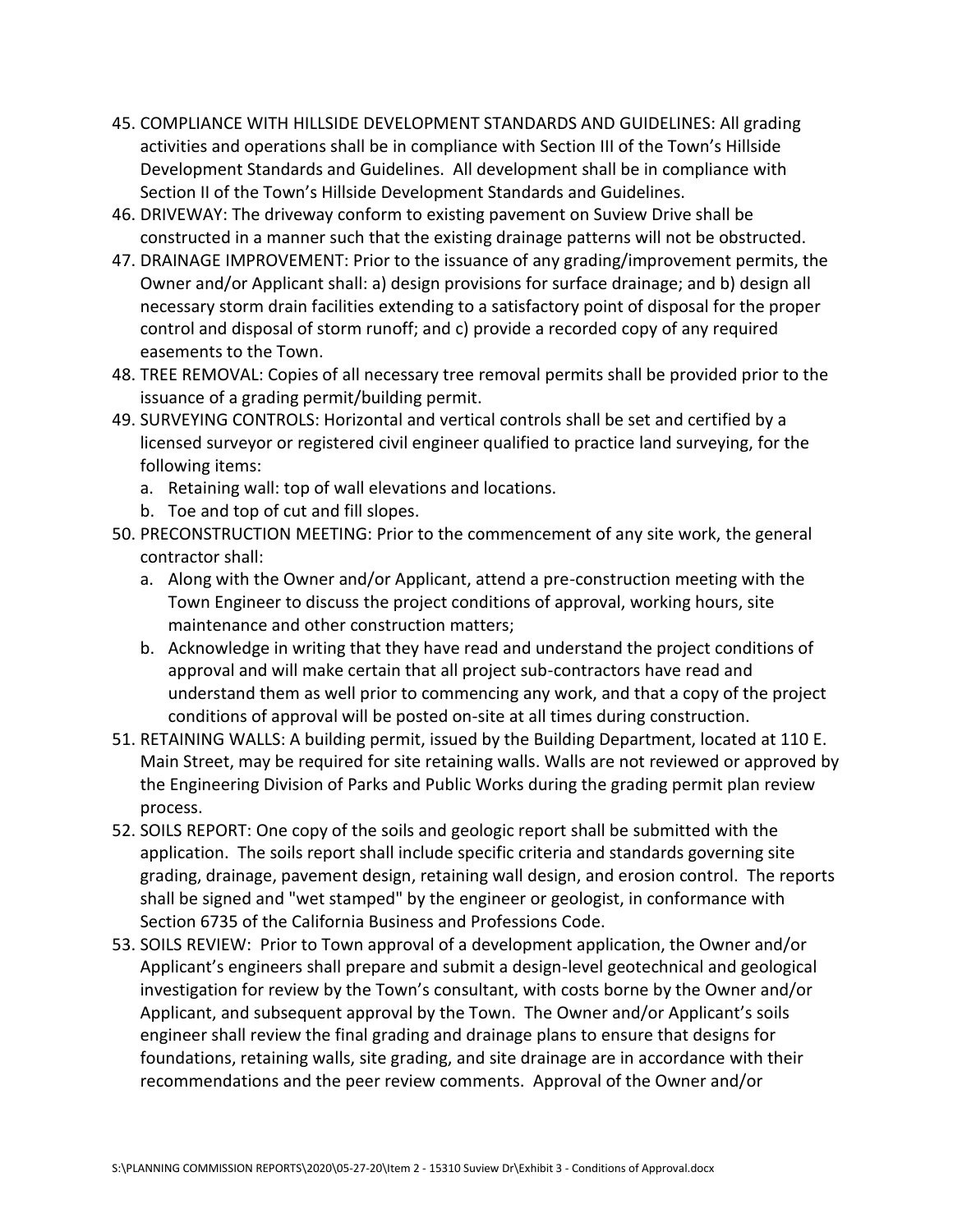45. COMPLIANCE WITH HILLSIDE DEVELOPMENT STANDARDS AND GUIDELINES: All grading activities and operations shall be in compliance with Section III of the Town's Hillside Development Standards and Guidelines. All development shall be in compliance with Section II of the Town's Hillside Development Standards and Guidelines.
46. DRIVEWAY: The driveway conform to existing pavement on Suview Drive shall be constructed in a manner such that the existing drainage patterns will not be obstructed.
47. DRAINAGE IMPROVEMENT: Prior to the issuance of any grading/improvement permits, the Owner and/or Applicant shall: a) design provisions for surface drainage; and b) design all necessary storm drain facilities extending to a satisfactory point of disposal for the proper control and disposal of storm runoff; and c) provide a recorded copy of any required easements to the Town.
48. TREE REMOVAL: Copies of all necessary tree removal permits shall be provided prior to the issuance of a grading permit/building permit.
49. SURVEYING CONTROLS: Horizontal and vertical controls shall be set and certified by a licensed surveyor or registered civil engineer qualified to practice land surveying, for the following items:
    a. Retaining wall: top of wall elevations and locations.
    b. Toe and top of cut and fill slopes.
50. PRECONSTRUCTION MEETING: Prior to the commencement of any site work, the general contractor shall:
    a. Along with the Owner and/or Applicant, attend a pre-construction meeting with the Town Engineer to discuss the project conditions of approval, working hours, site maintenance and other construction matters;
    b. Acknowledge in writing that they have read and understand the project conditions of approval and will make certain that all project sub-contractors have read and understand them as well prior to commencing any work, and that a copy of the project conditions of approval will be posted on-site at all times during construction.
51. RETAINING WALLS: A building permit, issued by the Building Department, located at 110 E. Main Street, may be required for site retaining walls. Walls are not reviewed or approved by the Engineering Division of Parks and Public Works during the grading permit plan review process.
52. SOILS REPORT: One copy of the soils and geologic report shall be submitted with the application. The soils report shall include specific criteria and standards governing site grading, drainage, pavement design, retaining wall design, and erosion control. The reports shall be signed and "wet stamped" by the engineer or geologist, in conformance with Section 6735 of the California Business and Professions Code.
53. SOILS REVIEW: Prior to Town approval of a development application, the Owner and/or Applicant's engineers shall prepare and submit a design-level geotechnical and geological investigation for review by the Town's consultant, with costs borne by the Owner and/or Applicant, and subsequent approval by the Town. The Owner and/or Applicant's soils engineer shall review the final grading and drainage plans to ensure that designs for foundations, retaining walls, site grading, and site drainage are in accordance with their recommendations and the peer review comments. Approval of the Owner and/or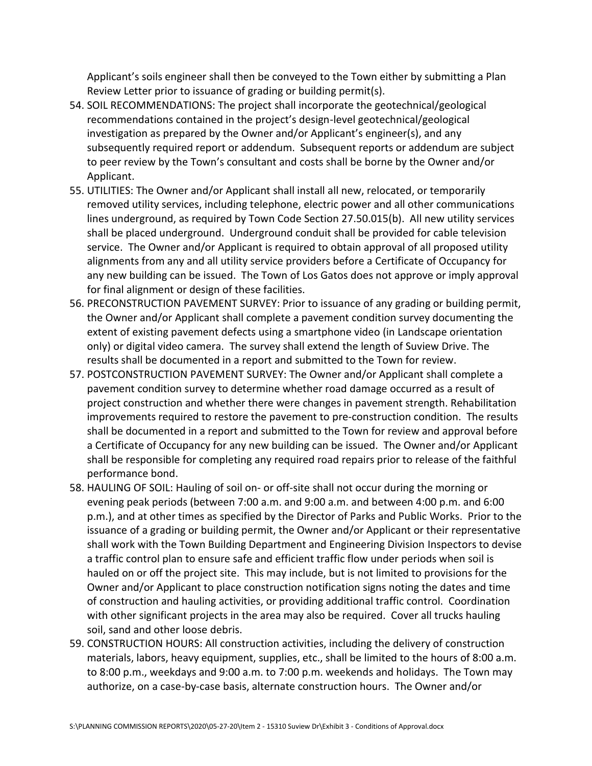Applicant's soils engineer shall then be conveyed to the Town either by submitting a Plan Review Letter prior to issuance of grading or building permit(s).

54. SOIL RECOMMENDATIONS: The project shall incorporate the geotechnical/geological recommendations contained in the project's design-level geotechnical/geological investigation as prepared by the Owner and/or Applicant's engineer(s), and any subsequently required report or addendum. Subsequent reports or addendum are subject to peer review by the Town's consultant and costs shall be borne by the Owner and/or Applicant.
55. UTILITIES: The Owner and/or Applicant shall install all new, relocated, or temporarily removed utility services, including telephone, electric power and all other communications lines underground, as required by Town Code Section 27.50.015(b). All new utility services shall be placed underground. Underground conduit shall be provided for cable television service. The Owner and/or Applicant is required to obtain approval of all proposed utility alignments from any and all utility service providers before a Certificate of Occupancy for any new building can be issued. The Town of Los Gatos does not approve or imply approval for final alignment or design of these facilities.
56. PRECONSTRUCTION PAVEMENT SURVEY: Prior to issuance of any grading or building permit, the Owner and/or Applicant shall complete a pavement condition survey documenting the extent of existing pavement defects using a smartphone video (in Landscape orientation only) or digital video camera. The survey shall extend the length of Suview Drive. The results shall be documented in a report and submitted to the Town for review.
57. POSTCONSTRUCTION PAVEMENT SURVEY: The Owner and/or Applicant shall complete a pavement condition survey to determine whether road damage occurred as a result of project construction and whether there were changes in pavement strength. Rehabilitation improvements required to restore the pavement to pre-construction condition. The results shall be documented in a report and submitted to the Town for review and approval before a Certificate of Occupancy for any new building can be issued. The Owner and/or Applicant shall be responsible for completing any required road repairs prior to release of the faithful performance bond.
58. HAULING OF SOIL: Hauling of soil on- or off-site shall not occur during the morning or evening peak periods (between 7:00 a.m. and 9:00 a.m. and between 4:00 p.m. and 6:00 p.m.), and at other times as specified by the Director of Parks and Public Works. Prior to the issuance of a grading or building permit, the Owner and/or Applicant or their representative shall work with the Town Building Department and Engineering Division Inspectors to devise a traffic control plan to ensure safe and efficient traffic flow under periods when soil is hauled on or off the project site. This may include, but is not limited to provisions for the Owner and/or Applicant to place construction notification signs noting the dates and time of construction and hauling activities, or providing additional traffic control. Coordination with other significant projects in the area may also be required. Cover all trucks hauling soil, sand and other loose debris.
59. CONSTRUCTION HOURS: All construction activities, including the delivery of construction materials, labors, heavy equipment, supplies, etc., shall be limited to the hours of 8:00 a.m. to 8:00 p.m., weekdays and 9:00 a.m. to 7:00 p.m. weekends and holidays. The Town may authorize, on a case-by-case basis, alternate construction hours. The Owner and/or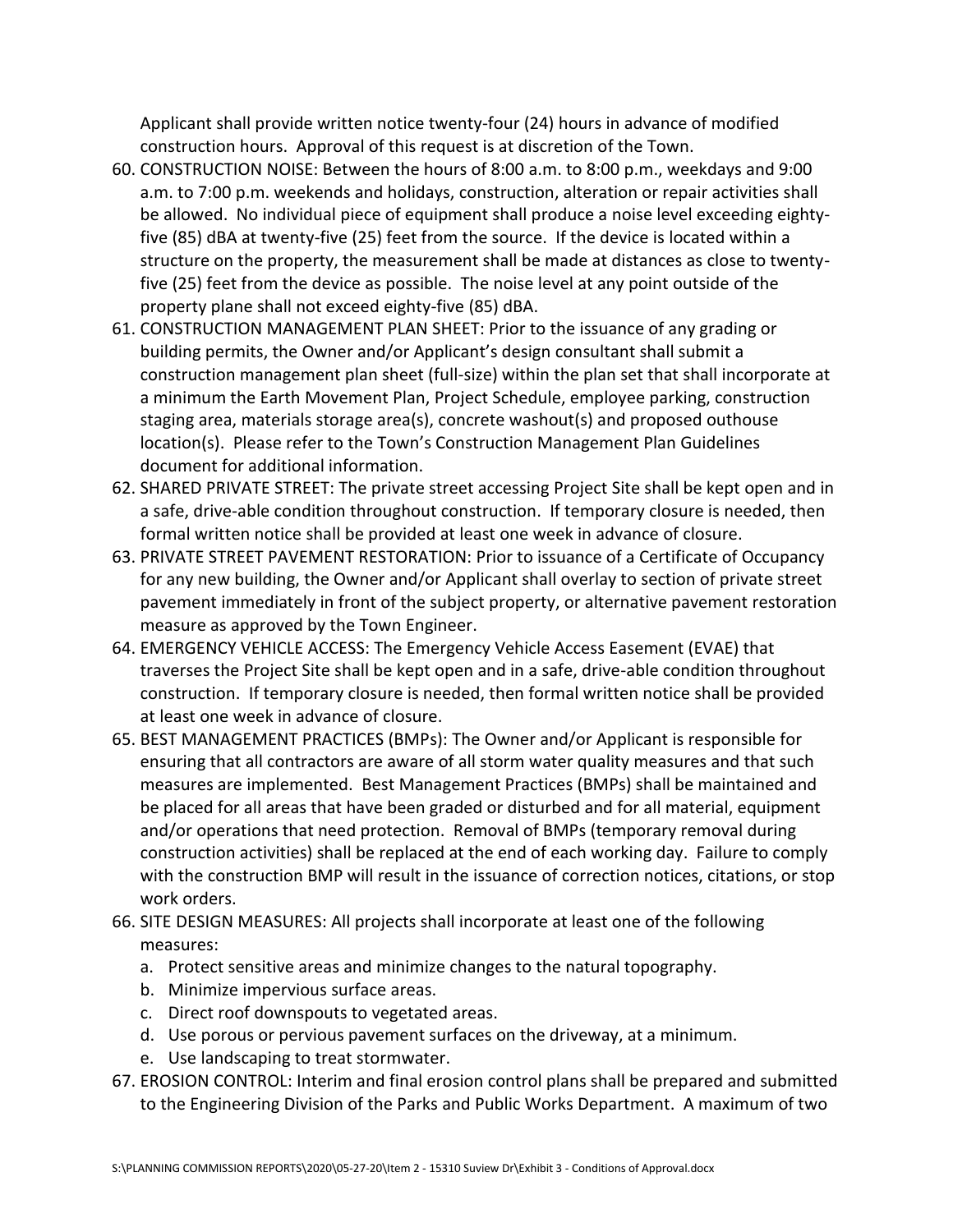Applicant shall provide written notice twenty-four (24) hours in advance of modified construction hours. Approval of this request is at discretion of the Town.

60. CONSTRUCTION NOISE: Between the hours of 8:00 a.m. to 8:00 p.m., weekdays and 9:00 a.m. to 7:00 p.m. weekends and holidays, construction, alteration or repair activities shall be allowed. No individual piece of equipment shall produce a noise level exceeding eighty-five (85) dBA at twenty-five (25) feet from the source. If the device is located within a structure on the property, the measurement shall be made at distances as close to twenty-five (25) feet from the device as possible. The noise level at any point outside of the property plane shall not exceed eighty-five (85) dBA.
61. CONSTRUCTION MANAGEMENT PLAN SHEET: Prior to the issuance of any grading or building permits, the Owner and/or Applicant's design consultant shall submit a construction management plan sheet (full-size) within the plan set that shall incorporate at a minimum the Earth Movement Plan, Project Schedule, employee parking, construction staging area, materials storage area(s), concrete washout(s) and proposed outhouse location(s). Please refer to the Town's Construction Management Plan Guidelines document for additional information.
62. SHARED PRIVATE STREET: The private street accessing Project Site shall be kept open and in a safe, drive-able condition throughout construction. If temporary closure is needed, then formal written notice shall be provided at least one week in advance of closure.
63. PRIVATE STREET PAVEMENT RESTORATION: Prior to issuance of a Certificate of Occupancy for any new building, the Owner and/or Applicant shall overlay to section of private street pavement immediately in front of the subject property, or alternative pavement restoration measure as approved by the Town Engineer.
64. EMERGENCY VEHICLE ACCESS: The Emergency Vehicle Access Easement (EVAE) that traverses the Project Site shall be kept open and in a safe, drive-able condition throughout construction. If temporary closure is needed, then formal written notice shall be provided at least one week in advance of closure.
65. BEST MANAGEMENT PRACTICES (BMPs): The Owner and/or Applicant is responsible for ensuring that all contractors are aware of all storm water quality measures and that such measures are implemented. Best Management Practices (BMPs) shall be maintained and be placed for all areas that have been graded or disturbed and for all material, equipment and/or operations that need protection. Removal of BMPs (temporary removal during construction activities) shall be replaced at the end of each working day. Failure to comply with the construction BMP will result in the issuance of correction notices, citations, or stop work orders.
66. SITE DESIGN MEASURES: All projects shall incorporate at least one of the following measures:
    a. Protect sensitive areas and minimize changes to the natural topography.
    b. Minimize impervious surface areas.
    c. Direct roof downspouts to vegetated areas.
    d. Use porous or pervious pavement surfaces on the driveway, at a minimum.
    e. Use landscaping to treat stormwater.
67. EROSION CONTROL: Interim and final erosion control plans shall be prepared and submitted to the Engineering Division of the Parks and Public Works Department. A maximum of two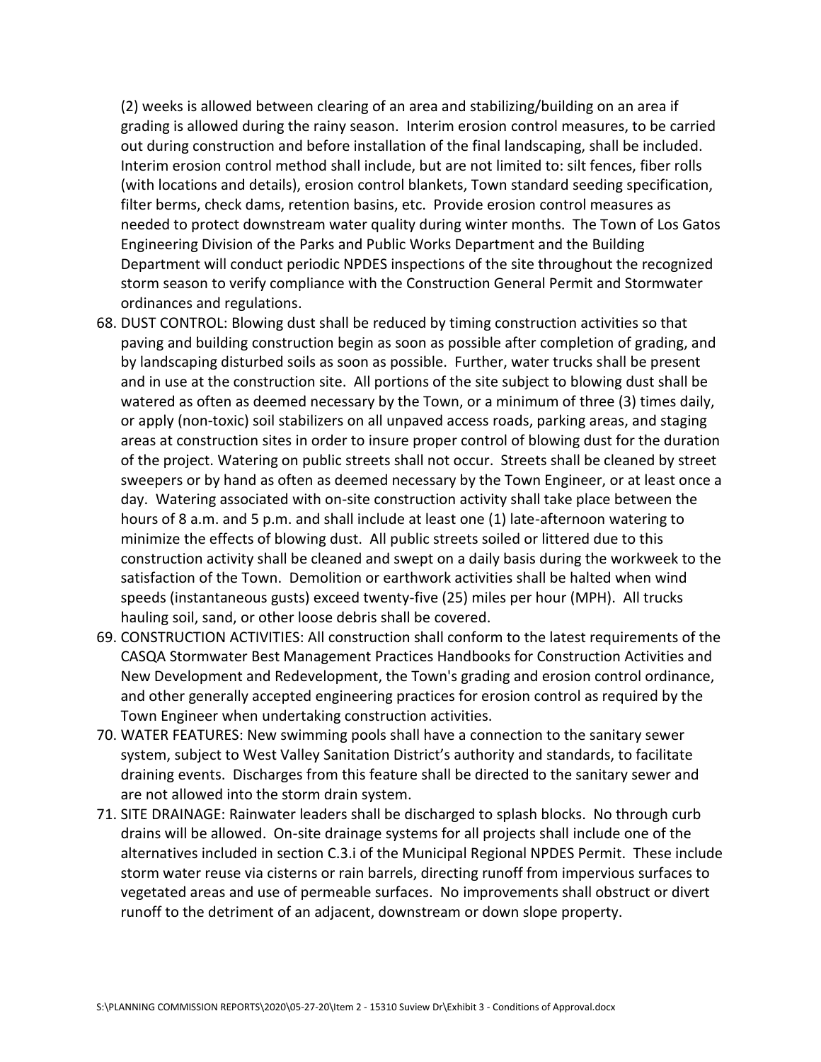(2) weeks is allowed between clearing of an area and stabilizing/building on an area if grading is allowed during the rainy season. Interim erosion control measures, to be carried out during construction and before installation of the final landscaping, shall be included. Interim erosion control method shall include, but are not limited to: silt fences, fiber rolls (with locations and details), erosion control blankets, Town standard seeding specification, filter berms, check dams, retention basins, etc. Provide erosion control measures as needed to protect downstream water quality during winter months. The Town of Los Gatos Engineering Division of the Parks and Public Works Department and the Building Department will conduct periodic NPDES inspections of the site throughout the recognized storm season to verify compliance with the Construction General Permit and Stormwater ordinances and regulations.

68. DUST CONTROL: Blowing dust shall be reduced by timing construction activities so that paving and building construction begin as soon as possible after completion of grading, and by landscaping disturbed soils as soon as possible. Further, water trucks shall be present and in use at the construction site. All portions of the site subject to blowing dust shall be watered as often as deemed necessary by the Town, or a minimum of three (3) times daily, or apply (non-toxic) soil stabilizers on all unpaved access roads, parking areas, and staging areas at construction sites in order to insure proper control of blowing dust for the duration of the project. Watering on public streets shall not occur. Streets shall be cleaned by street sweepers or by hand as often as deemed necessary by the Town Engineer, or at least once a day. Watering associated with on-site construction activity shall take place between the hours of 8 a.m. and 5 p.m. and shall include at least one (1) late-afternoon watering to minimize the effects of blowing dust. All public streets soiled or littered due to this construction activity shall be cleaned and swept on a daily basis during the workweek to the satisfaction of the Town. Demolition or earthwork activities shall be halted when wind speeds (instantaneous gusts) exceed twenty-five (25) miles per hour (MPH). All trucks hauling soil, sand, or other loose debris shall be covered.
69. CONSTRUCTION ACTIVITIES: All construction shall conform to the latest requirements of the CASQA Stormwater Best Management Practices Handbooks for Construction Activities and New Development and Redevelopment, the Town's grading and erosion control ordinance, and other generally accepted engineering practices for erosion control as required by the Town Engineer when undertaking construction activities.
70. WATER FEATURES: New swimming pools shall have a connection to the sanitary sewer system, subject to West Valley Sanitation District's authority and standards, to facilitate draining events. Discharges from this feature shall be directed to the sanitary sewer and are not allowed into the storm drain system.
71. SITE DRAINAGE: Rainwater leaders shall be discharged to splash blocks. No through curb drains will be allowed. On-site drainage systems for all projects shall include one of the alternatives included in section C.3.i of the Municipal Regional NPDES Permit. These include storm water reuse via cisterns or rain barrels, directing runoff from impervious surfaces to vegetated areas and use of permeable surfaces. No improvements shall obstruct or divert runoff to the detriment of an adjacent, downstream or down slope property.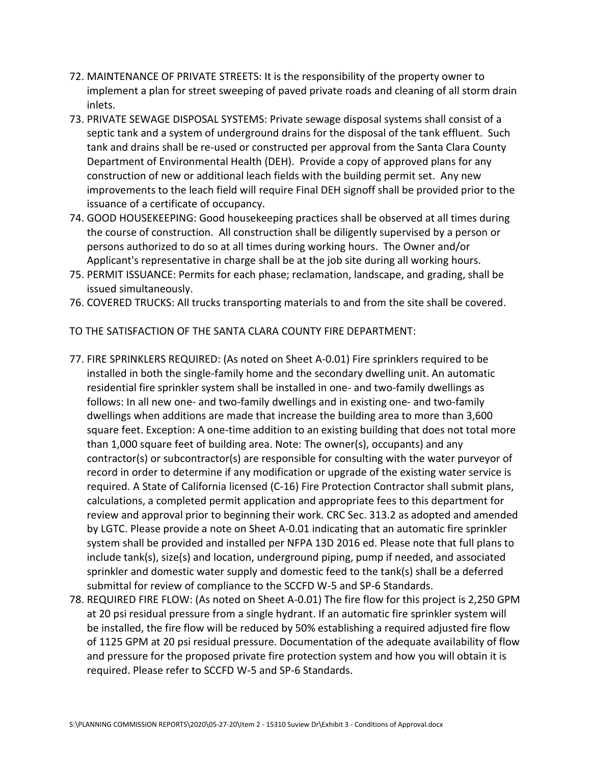72. MAINTENANCE OF PRIVATE STREETS: It is the responsibility of the property owner to implement a plan for street sweeping of paved private roads and cleaning of all storm drain inlets.
73. PRIVATE SEWAGE DISPOSAL SYSTEMS: Private sewage disposal systems shall consist of a septic tank and a system of underground drains for the disposal of the tank effluent. Such tank and drains shall be re-used or constructed per approval from the Santa Clara County Department of Environmental Health (DEH). Provide a copy of approved plans for any construction of new or additional leach fields with the building permit set. Any new improvements to the leach field will require Final DEH signoff shall be provided prior to the issuance of a certificate of occupancy.
74. GOOD HOUSEKEEPING: Good housekeeping practices shall be observed at all times during the course of construction. All construction shall be diligently supervised by a person or persons authorized to do so at all times during working hours. The Owner and/or Applicant's representative in charge shall be at the job site during all working hours.
75. PERMIT ISSUANCE: Permits for each phase; reclamation, landscape, and grading, shall be issued simultaneously.
76. COVERED TRUCKS: All trucks transporting materials to and from the site shall be covered.

TO THE SATISFACTION OF THE SANTA CLARA COUNTY FIRE DEPARTMENT:

77. FIRE SPRINKLERS REQUIRED: (As noted on Sheet A-0.01) Fire sprinklers required to be installed in both the single-family home and the secondary dwelling unit. An automatic residential fire sprinkler system shall be installed in one- and two-family dwellings as follows: In all new one- and two-family dwellings and in existing one- and two-family dwellings when additions are made that increase the building area to more than 3,600 square feet. Exception: A one-time addition to an existing building that does not total more than 1,000 square feet of building area. Note: The owner(s), occupants) and any contractor(s) or subcontractor(s) are responsible for consulting with the water purveyor of record in order to determine if any modification or upgrade of the existing water service is required. A State of California licensed (C-16) Fire Protection Contractor shall submit plans, calculations, a completed permit application and appropriate fees to this department for review and approval prior to beginning their work. CRC Sec. 313.2 as adopted and amended by LGTC. Please provide a note on Sheet A-0.01 indicating that an automatic fire sprinkler system shall be provided and installed per NFPA 13D 2016 ed. Please note that full plans to include tank(s), size(s) and location, underground piping, pump if needed, and associated sprinkler and domestic water supply and domestic feed to the tank(s) shall be a deferred submittal for review of compliance to the SCCFD W-5 and SP-6 Standards.
78. REQUIRED FIRE FLOW: (As noted on Sheet A-0.01) The fire flow for this project is 2,250 GPM at 20 psi residual pressure from a single hydrant. If an automatic fire sprinkler system will be installed, the fire flow will be reduced by 50% establishing a required adjusted fire flow of 1125 GPM at 20 psi residual pressure. Documentation of the adequate availability of flow and pressure for the proposed private fire protection system and how you will obtain it is required. Please refer to SCCFD W-5 and SP-6 Standards.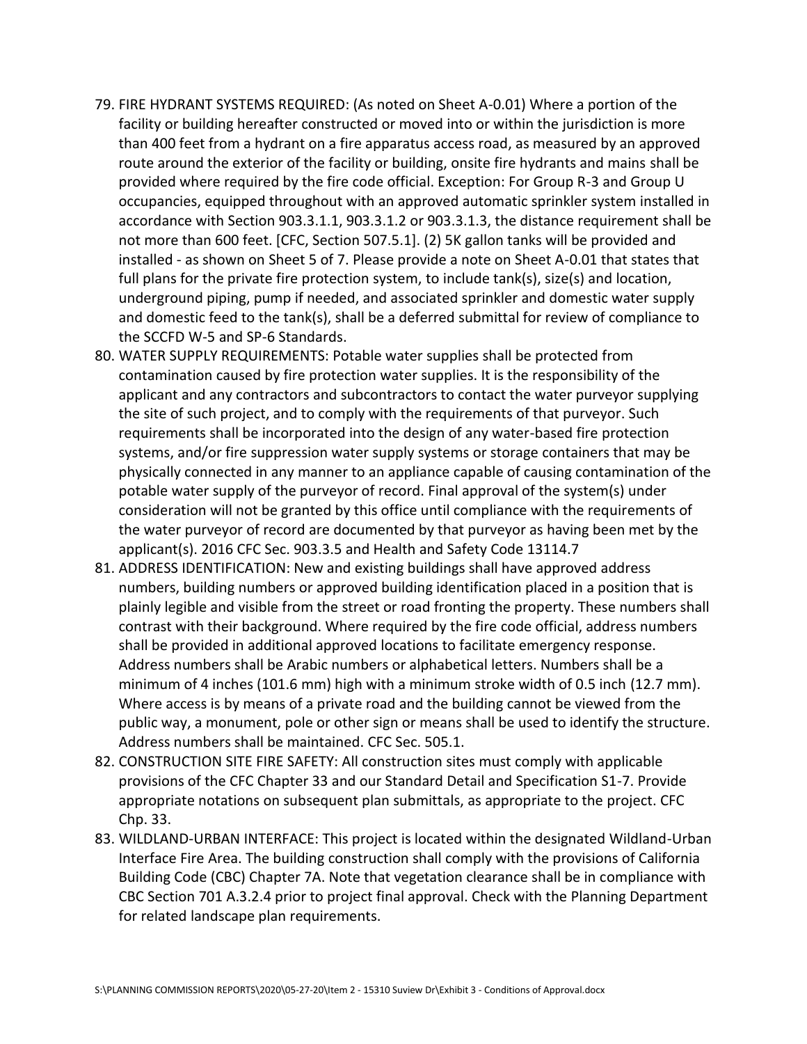79. FIRE HYDRANT SYSTEMS REQUIRED: (As noted on Sheet A-0.01) Where a portion of the facility or building hereafter constructed or moved into or within the jurisdiction is more than 400 feet from a hydrant on a fire apparatus access road, as measured by an approved route around the exterior of the facility or building, onsite fire hydrants and mains shall be provided where required by the fire code official. Exception: For Group R-3 and Group U occupancies, equipped throughout with an approved automatic sprinkler system installed in accordance with Section 903.3.1.1, 903.3.1.2 or 903.3.1.3, the distance requirement shall be not more than 600 feet. [CFC, Section 507.5.1]. (2) 5K gallon tanks will be provided and installed - as shown on Sheet 5 of 7. Please provide a note on Sheet A-0.01 that states that full plans for the private fire protection system, to include tank(s), size(s) and location, underground piping, pump if needed, and associated sprinkler and domestic water supply and domestic feed to the tank(s), shall be a deferred submittal for review of compliance to the SCCFD W-5 and SP-6 Standards.
80. WATER SUPPLY REQUIREMENTS: Potable water supplies shall be protected from contamination caused by fire protection water supplies. It is the responsibility of the applicant and any contractors and subcontractors to contact the water purveyor supplying the site of such project, and to comply with the requirements of that purveyor. Such requirements shall be incorporated into the design of any water-based fire protection systems, and/or fire suppression water supply systems or storage containers that may be physically connected in any manner to an appliance capable of causing contamination of the potable water supply of the purveyor of record. Final approval of the system(s) under consideration will not be granted by this office until compliance with the requirements of the water purveyor of record are documented by that purveyor as having been met by the applicant(s). 2016 CFC Sec. 903.3.5 and Health and Safety Code 13114.7
81. ADDRESS IDENTIFICATION: New and existing buildings shall have approved address numbers, building numbers or approved building identification placed in a position that is plainly legible and visible from the street or road fronting the property. These numbers shall contrast with their background. Where required by the fire code official, address numbers shall be provided in additional approved locations to facilitate emergency response. Address numbers shall be Arabic numbers or alphabetical letters. Numbers shall be a minimum of 4 inches (101.6 mm) high with a minimum stroke width of 0.5 inch (12.7 mm). Where access is by means of a private road and the building cannot be viewed from the public way, a monument, pole or other sign or means shall be used to identify the structure. Address numbers shall be maintained. CFC Sec. 505.1.
82. CONSTRUCTION SITE FIRE SAFETY: All construction sites must comply with applicable provisions of the CFC Chapter 33 and our Standard Detail and Specification S1-7. Provide appropriate notations on subsequent plan submittals, as appropriate to the project. CFC Chp. 33.
83. WILDLAND-URBAN INTERFACE: This project is located within the designated Wildland-Urban Interface Fire Area. The building construction shall comply with the provisions of California Building Code (CBC) Chapter 7A. Note that vegetation clearance shall be in compliance with CBC Section 701 A.3.2.4 prior to project final approval. Check with the Planning Department for related landscape plan requirements.

S:\PLANNING COMMISSION REPORTS\2020\05-27-20\Item 2 - 15310 Suview Dr\Exhibit 3 - Conditions of Approval.docx